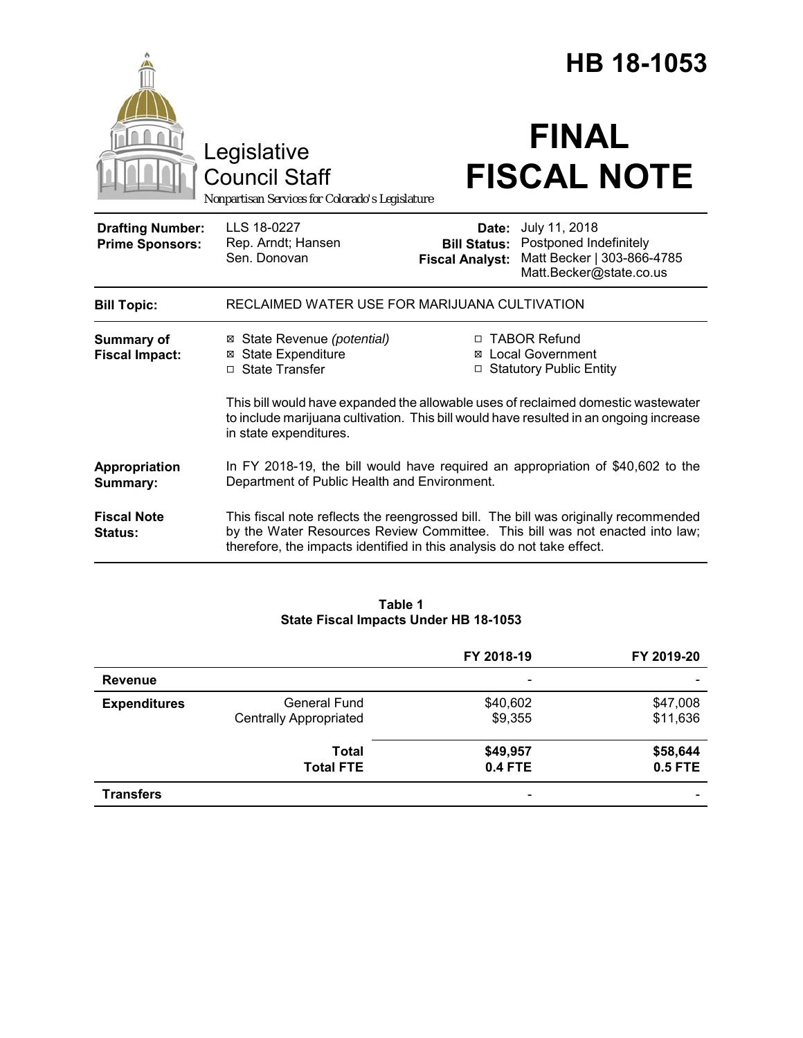# HB 18-1053

Legislative Council Staff

*Nonpartisan Services for Colorado's Legislature*

# FINAL FISCAL NOTE

| | | | |
|---|---|---|---|
| **Drafting Number:** | LLS 18-0227 | **Date:** | July 11, 2018 |
| **Prime Sponsors:** | Rep. Arndt; Hansen<br>Sen. Donovan | **Bill Status:** | Postponed Indefinitely |
| | | **Fiscal Analyst:** | Matt Becker \| 303-866-4785<br>Matt.Becker@state.co.us |

| | |
|---|---|
| **Bill Topic:** | RECLAIMED WATER USE FOR MARIJUANA CULTIVATION |

**Summary of Fiscal Impact:**

- ☒ State Revenue *(potential)*
- ☒ State Expenditure
- ☐ State Transfer
- ☐ TABOR Refund
- ☒ Local Government
- ☐ Statutory Public Entity

This bill would have expanded the allowable uses of reclaimed domestic wastewater to include marijuana cultivation. This bill would have resulted in an ongoing increase in state expenditures.

**Appropriation Summary:** In FY 2018-19, the bill would have required an appropriation of $40,602 to the Department of Public Health and Environment.

**Fiscal Note Status:** This fiscal note reflects the reengrossed bill. The bill was originally recommended by the Water Resources Review Committee. This bill was not enacted into law; therefore, the impacts identified in this analysis do not take effect.

**Table 1**
**State Fiscal Impacts Under HB 18-1053**

| | | FY 2018-19 | FY 2019-20 |
|---|---|---|---|
| **Revenue** | | - | - |
| **Expenditures** | General Fund | $40,602 | $47,008 |
| | Centrally Appropriated | $9,355 | $11,636 |
| | **Total** | **$49,957** | **$58,644** |
| | **Total FTE** | **0.4 FTE** | **0.5 FTE** |
| **Transfers** | | - | - |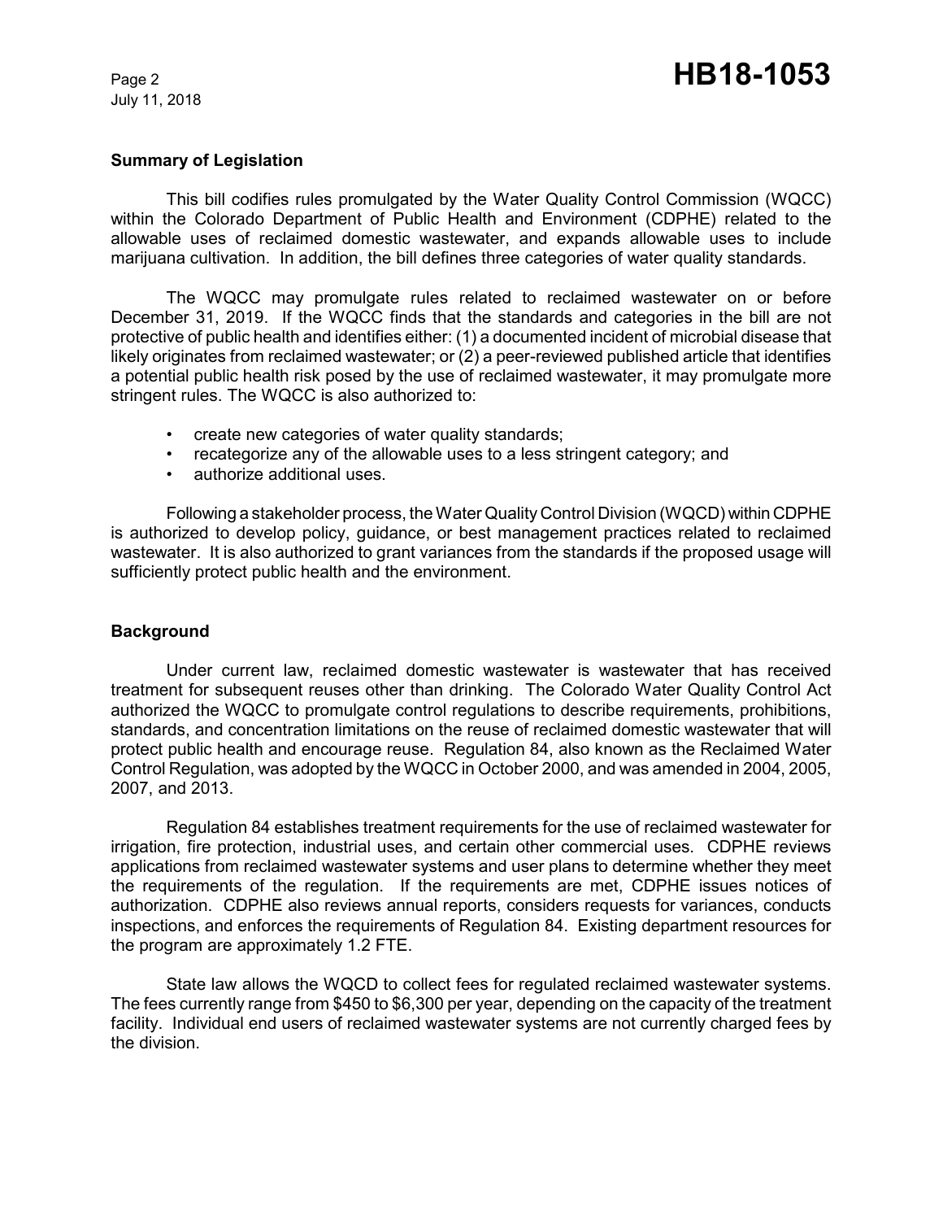## Summary of Legislation

This bill codifies rules promulgated by the Water Quality Control Commission (WQCC) within the Colorado Department of Public Health and Environment (CDPHE) related to the allowable uses of reclaimed domestic wastewater, and expands allowable uses to include marijuana cultivation. In addition, the bill defines three categories of water quality standards.

The WQCC may promulgate rules related to reclaimed wastewater on or before December 31, 2019. If the WQCC finds that the standards and categories in the bill are not protective of public health and identifies either: (1) a documented incident of microbial disease that likely originates from reclaimed wastewater; or (2) a peer-reviewed published article that identifies a potential public health risk posed by the use of reclaimed wastewater, it may promulgate more stringent rules. The WQCC is also authorized to:

- create new categories of water quality standards;
- recategorize any of the allowable uses to a less stringent category; and
- authorize additional uses.

Following a stakeholder process, the Water Quality Control Division (WQCD) within CDPHE is authorized to develop policy, guidance, or best management practices related to reclaimed wastewater. It is also authorized to grant variances from the standards if the proposed usage will sufficiently protect public health and the environment.

## Background

Under current law, reclaimed domestic wastewater is wastewater that has received treatment for subsequent reuses other than drinking. The Colorado Water Quality Control Act authorized the WQCC to promulgate control regulations to describe requirements, prohibitions, standards, and concentration limitations on the reuse of reclaimed domestic wastewater that will protect public health and encourage reuse. Regulation 84, also known as the Reclaimed Water Control Regulation, was adopted by the WQCC in October 2000, and was amended in 2004, 2005, 2007, and 2013.

Regulation 84 establishes treatment requirements for the use of reclaimed wastewater for irrigation, fire protection, industrial uses, and certain other commercial uses. CDPHE reviews applications from reclaimed wastewater systems and user plans to determine whether they meet the requirements of the regulation. If the requirements are met, CDPHE issues notices of authorization. CDPHE also reviews annual reports, considers requests for variances, conducts inspections, and enforces the requirements of Regulation 84. Existing department resources for the program are approximately 1.2 FTE.

State law allows the WQCD to collect fees for regulated reclaimed wastewater systems. The fees currently range from $450 to $6,300 per year, depending on the capacity of the treatment facility. Individual end users of reclaimed wastewater systems are not currently charged fees by the division.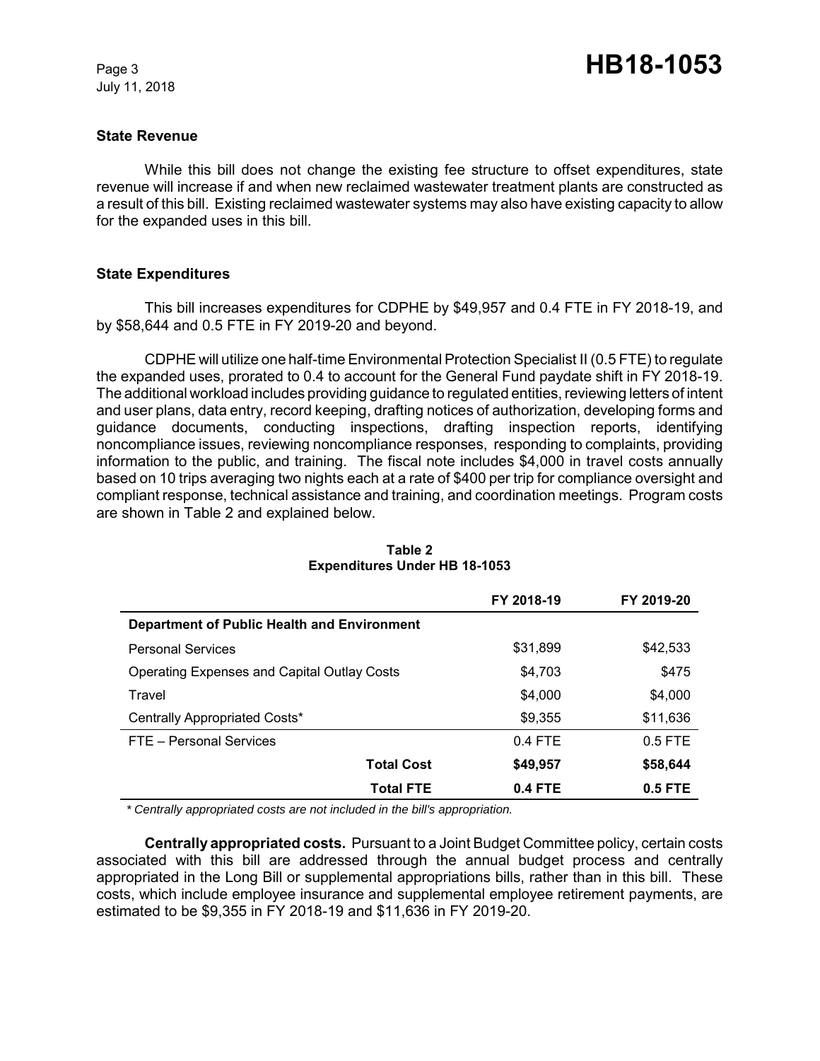### State Revenue

While this bill does not change the existing fee structure to offset expenditures, state revenue will increase if and when new reclaimed wastewater treatment plants are constructed as a result of this bill. Existing reclaimed wastewater systems may also have existing capacity to allow for the expanded uses in this bill.

### State Expenditures

This bill increases expenditures for CDPHE by $49,957 and 0.4 FTE in FY 2018-19, and by $58,644 and 0.5 FTE in FY 2019-20 and beyond.

CDPHE will utilize one half-time Environmental Protection Specialist II (0.5 FTE) to regulate the expanded uses, prorated to 0.4 to account for the General Fund paydate shift in FY 2018-19. The additional workload includes providing guidance to regulated entities, reviewing letters of intent and user plans, data entry, record keeping, drafting notices of authorization, developing forms and guidance documents, conducting inspections, drafting inspection reports, identifying noncompliance issues, reviewing noncompliance responses, responding to complaints, providing information to the public, and training. The fiscal note includes $4,000 in travel costs annually based on 10 trips averaging two nights each at a rate of $400 per trip for compliance oversight and compliant response, technical assistance and training, and coordination meetings. Program costs are shown in Table 2 and explained below.

**Table 2**
**Expenditures Under HB 18-1053**

| | FY 2018-19 | FY 2019-20 |
|---|---|---|
| **Department of Public Health and Environment** | | |
| Personal Services | $31,899 | $42,533 |
| Operating Expenses and Capital Outlay Costs | $4,703 | $475 |
| Travel | $4,000 | $4,000 |
| Centrally Appropriated Costs* | $9,355 | $11,636 |
| FTE – Personal Services | 0.4 FTE | 0.5 FTE |
| **Total Cost** | **$49,957** | **$58,644** |
| **Total FTE** | **0.4 FTE** | **0.5 FTE** |

*\* Centrally appropriated costs are not included in the bill's appropriation.*

**Centrally appropriated costs.** Pursuant to a Joint Budget Committee policy, certain costs associated with this bill are addressed through the annual budget process and centrally appropriated in the Long Bill or supplemental appropriations bills, rather than in this bill. These costs, which include employee insurance and supplemental employee retirement payments, are estimated to be $9,355 in FY 2018-19 and $11,636 in FY 2019-20.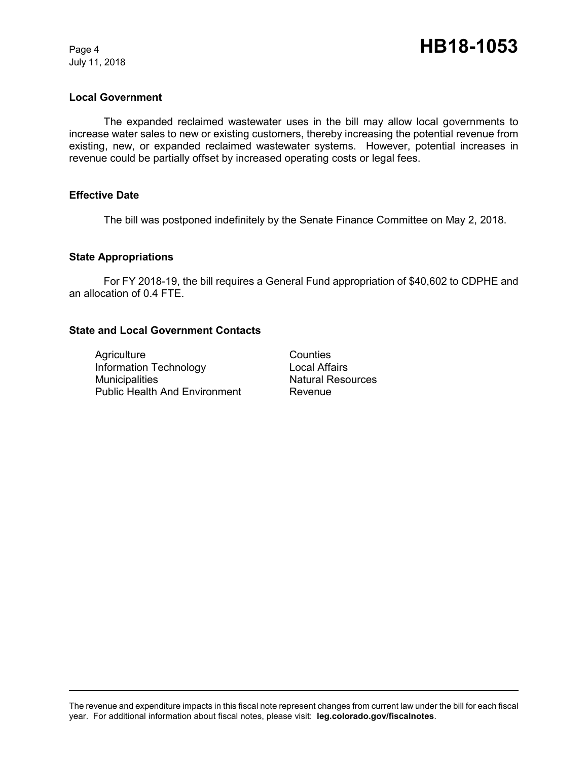### Local Government

The expanded reclaimed wastewater uses in the bill may allow local governments to increase water sales to new or existing customers, thereby increasing the potential revenue from existing, new, or expanded reclaimed wastewater systems. However, potential increases in revenue could be partially offset by increased operating costs or legal fees.

### Effective Date

The bill was postponed indefinitely by the Senate Finance Committee on May 2, 2018.

### State Appropriations

For FY 2018-19, the bill requires a General Fund appropriation of $40,602 to CDPHE and an allocation of 0.4 FTE.

### State and Local Government Contacts

| | |
|---|---|
| Agriculture | Counties |
| Information Technology | Local Affairs |
| Municipalities | Natural Resources |
| Public Health And Environment | Revenue |

The revenue and expenditure impacts in this fiscal note represent changes from current law under the bill for each fiscal year. For additional information about fiscal notes, please visit: **leg.colorado.gov/fiscalnotes**.